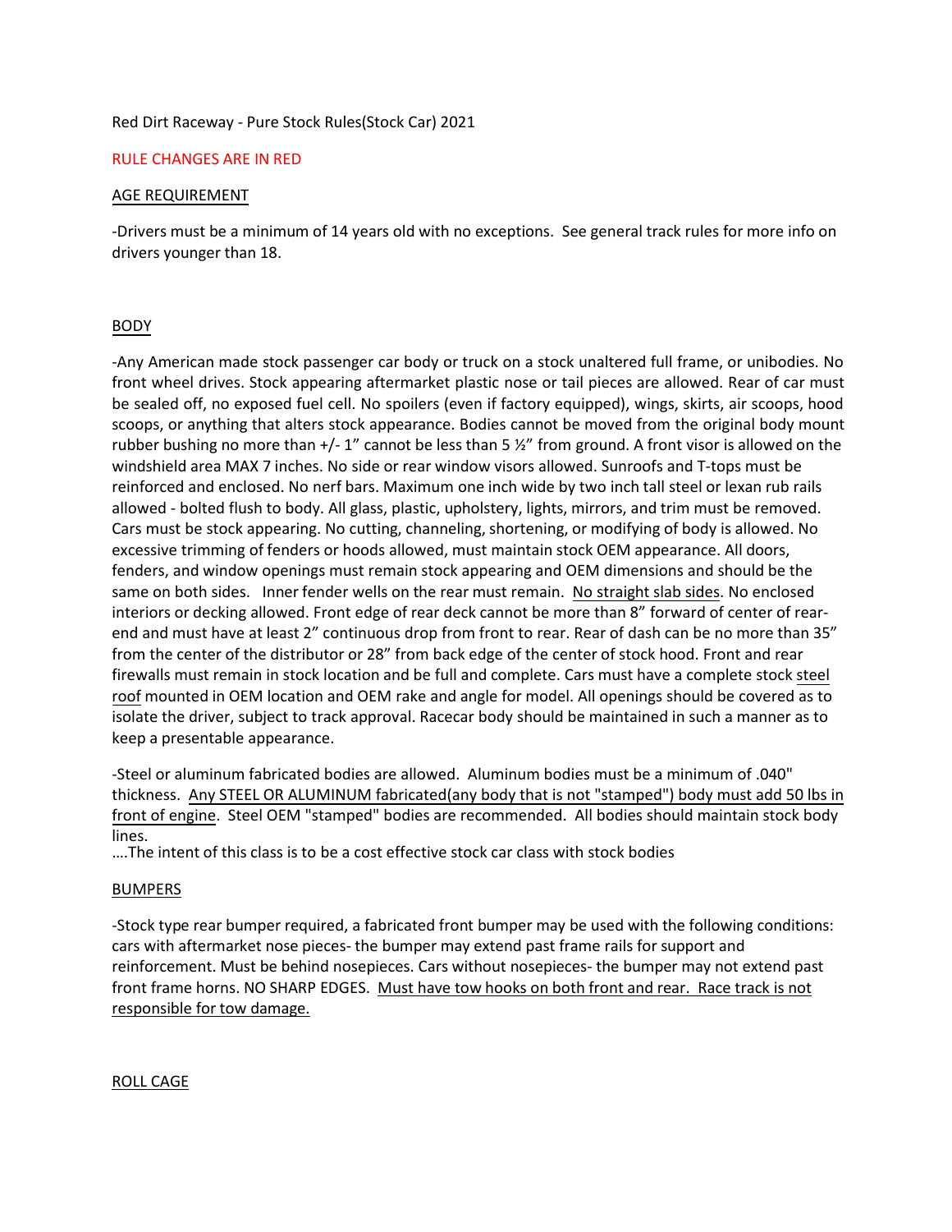Red Dirt Raceway - Pure Stock Rules(Stock Car) 2021

RULE CHANGES ARE IN RED

## AGE REQUIREMENT

-Drivers must be a minimum of 14 years old with no exceptions. See general track rules for more info on drivers younger than 18.

## BODY

-Any American made stock passenger car body or truck on a stock unaltered full frame, or unibodies. No front wheel drives. Stock appearing aftermarket plastic nose or tail pieces are allowed. Rear of car must be sealed off, no exposed fuel cell. No spoilers (even if factory equipped), wings, skirts, air scoops, hood scoops, or anything that alters stock appearance. Bodies cannot be moved from the original body mount rubber bushing no more than +/- 1" cannot be less than 5 ½" from ground. A front visor is allowed on the windshield area MAX 7 inches. No side or rear window visors allowed. Sunroofs and T-tops must be reinforced and enclosed. No nerf bars. Maximum one inch wide by two inch tall steel or lexan rub rails allowed - bolted flush to body. All glass, plastic, upholstery, lights, mirrors, and trim must be removed. Cars must be stock appearing. No cutting, channeling, shortening, or modifying of body is allowed. No excessive trimming of fenders or hoods allowed, must maintain stock OEM appearance. All doors, fenders, and window openings must remain stock appearing and OEM dimensions and should be the same on both sides. Inner fender wells on the rear must remain. No straight slab sides. No enclosed interiors or decking allowed. Front edge of rear deck cannot be more than 8" forward of center of rear-end and must have at least 2" continuous drop from front to rear. Rear of dash can be no more than 35" from the center of the distributor or 28" from back edge of the center of stock hood. Front and rear firewalls must remain in stock location and be full and complete. Cars must have a complete stock steel roof mounted in OEM location and OEM rake and angle for model. All openings should be covered as to isolate the driver, subject to track approval. Racecar body should be maintained in such a manner as to keep a presentable appearance.

-Steel or aluminum fabricated bodies are allowed. Aluminum bodies must be a minimum of .040" thickness. Any STEEL OR ALUMINUM fabricated(any body that is not "stamped") body must add 50 lbs in front of engine. Steel OEM "stamped" bodies are recommended. All bodies should maintain stock body lines.

....The intent of this class is to be a cost effective stock car class with stock bodies

## BUMPERS

-Stock type rear bumper required, a fabricated front bumper may be used with the following conditions: cars with aftermarket nose pieces- the bumper may extend past frame rails for support and reinforcement. Must be behind nosepieces. Cars without nosepieces- the bumper may not extend past front frame horns. NO SHARP EDGES. Must have tow hooks on both front and rear. Race track is not responsible for tow damage.

## ROLL CAGE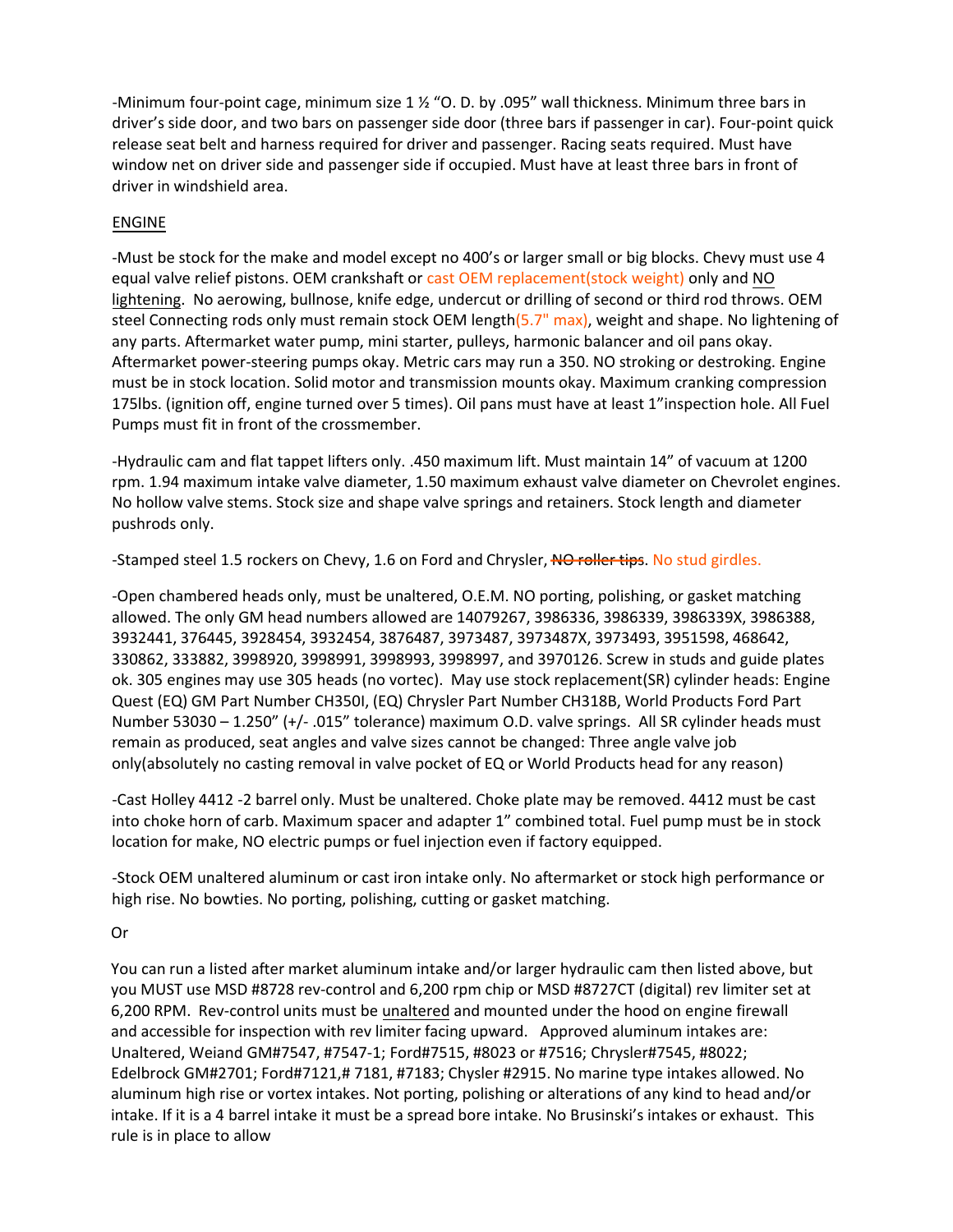-Minimum four-point cage, minimum size 1 ½ "O. D. by .095" wall thickness. Minimum three bars in driver's side door, and two bars on passenger side door (three bars if passenger in car). Four-point quick release seat belt and harness required for driver and passenger. Racing seats required. Must have window net on driver side and passenger side if occupied. Must have at least three bars in front of driver in windshield area.

<u>ENGINE</u>

-Must be stock for the make and model except no 400's or larger small or big blocks. Chevy must use 4 equal valve relief pistons. OEM crankshaft or cast OEM replacement(stock weight) only and <u>NO lightening</u>. No aerowing, bullnose, knife edge, undercut or drilling of second or third rod throws. OEM steel Connecting rods only must remain stock OEM length(5.7" max), weight and shape. No lightening of any parts. Aftermarket water pump, mini starter, pulleys, harmonic balancer and oil pans okay. Aftermarket power-steering pumps okay. Metric cars may run a 350. NO stroking or destroking. Engine must be in stock location. Solid motor and transmission mounts okay. Maximum cranking compression 175lbs. (ignition off, engine turned over 5 times). Oil pans must have at least 1"inspection hole. All Fuel Pumps must fit in front of the crossmember.

-Hydraulic cam and flat tappet lifters only. .450 maximum lift. Must maintain 14" of vacuum at 1200 rpm. 1.94 maximum intake valve diameter, 1.50 maximum exhaust valve diameter on Chevrolet engines. No hollow valve stems. Stock size and shape valve springs and retainers. Stock length and diameter pushrods only.

-Stamped steel 1.5 rockers on Chevy, 1.6 on Ford and Chrysler, ~~NO roller tips~~. No stud girdles.

-Open chambered heads only, must be unaltered, O.E.M. NO porting, polishing, or gasket matching allowed. The only GM head numbers allowed are 14079267, 3986336, 3986339, 3986339X, 3986388, 3932441, 376445, 3928454, 3932454, 3876487, 3973487, 3973487X, 3973493, 3951598, 468642, 330862, 333882, 3998920, 3998991, 3998993, 3998997, and 3970126. Screw in studs and guide plates ok. 305 engines may use 305 heads (no vortec). May use stock replacement(SR) cylinder heads: Engine Quest (EQ) GM Part Number CH350I, (EQ) Chrysler Part Number CH318B, World Products Ford Part Number 53030 – 1.250" (+/- .015" tolerance) maximum O.D. valve springs. All SR cylinder heads must remain as produced, seat angles and valve sizes cannot be changed: Three angle valve job only(absolutely no casting removal in valve pocket of EQ or World Products head for any reason)

-Cast Holley 4412 -2 barrel only. Must be unaltered. Choke plate may be removed. 4412 must be cast into choke horn of carb. Maximum spacer and adapter 1" combined total. Fuel pump must be in stock location for make, NO electric pumps or fuel injection even if factory equipped.

-Stock OEM unaltered aluminum or cast iron intake only. No aftermarket or stock high performance or high rise. No bowties. No porting, polishing, cutting or gasket matching.

Or

You can run a listed after market aluminum intake and/or larger hydraulic cam then listed above, but you MUST use MSD #8728 rev-control and 6,200 rpm chip or MSD #8727CT (digital) rev limiter set at 6,200 RPM. Rev-control units must be <u>unaltered</u> and mounted under the hood on engine firewall and accessible for inspection with rev limiter facing upward. Approved aluminum intakes are: Unaltered, Weiand GM#7547, #7547-1; Ford#7515, #8023 or #7516; Chrysler#7545, #8022; Edelbrock GM#2701; Ford#7121,# 7181, #7183; Chysler #2915. No marine type intakes allowed. No aluminum high rise or vortex intakes. Not porting, polishing or alterations of any kind to head and/or intake. If it is a 4 barrel intake it must be a spread bore intake. No Brusinski's intakes or exhaust. This rule is in place to allow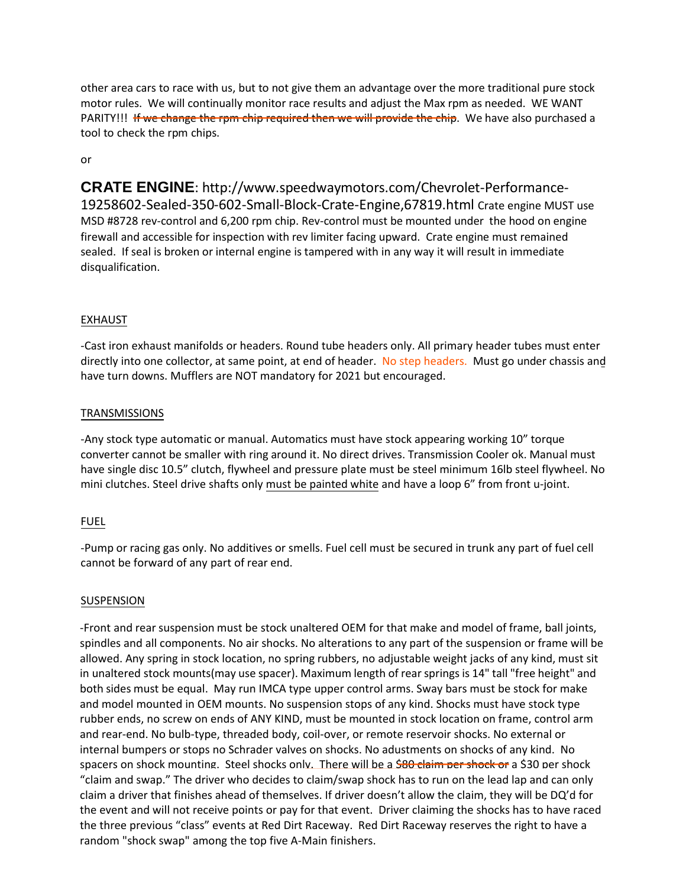other area cars to race with us, but to not give them an advantage over the more traditional pure stock motor rules. We will continually monitor race results and adjust the Max rpm as needed. WE WANT PARITY!!! ~~If we change the rpm chip required then we will provide the chip~~. We have also purchased a tool to check the rpm chips.

or

**CRATE ENGINE**: http://www.speedwaymotors.com/Chevrolet-Performance-19258602-Sealed-350-602-Small-Block-Crate-Engine,67819.html Crate engine MUST use MSD #8728 rev-control and 6,200 rpm chip. Rev-control must be mounted under the hood on engine firewall and accessible for inspection with rev limiter facing upward. Crate engine must remained sealed. If seal is broken or internal engine is tampered with in any way it will result in immediate disqualification.

EXHAUST

-Cast iron exhaust manifolds or headers. Round tube headers only. All primary header tubes must enter directly into one collector, at same point, at end of header. No step headers. Must go under chassis and have turn downs. Mufflers are NOT mandatory for 2021 but encouraged.

TRANSMISSIONS

-Any stock type automatic or manual. Automatics must have stock appearing working 10" torque converter cannot be smaller with ring around it. No direct drives. Transmission Cooler ok. Manual must have single disc 10.5" clutch, flywheel and pressure plate must be steel minimum 16lb steel flywheel. No mini clutches. Steel drive shafts only must be painted white and have a loop 6" from front u-joint.

FUEL

-Pump or racing gas only. No additives or smells. Fuel cell must be secured in trunk any part of fuel cell cannot be forward of any part of rear end.

SUSPENSION

-Front and rear suspension must be stock unaltered OEM for that make and model of frame, ball joints, spindles and all components. No air shocks. No alterations to any part of the suspension or frame will be allowed. Any spring in stock location, no spring rubbers, no adjustable weight jacks of any kind, must sit in unaltered stock mounts(may use spacer). Maximum length of rear springs is 14" tall "free height" and both sides must be equal. May run IMCA type upper control arms. Sway bars must be stock for make and model mounted in OEM mounts. No suspension stops of any kind. Shocks must have stock type rubber ends, no screw on ends of ANY KIND, must be mounted in stock location on frame, control arm and rear-end. No bulb-type, threaded body, coil-over, or remote reservoir shocks. No external or internal bumpers or stops no Schrader valves on shocks. No adustments on shocks of any kind. No spacers on shock mounting. Steel shocks only. There will be a ~~$80 claim per shock or~~ a $30 per shock "claim and swap." The driver who decides to claim/swap shock has to run on the lead lap and can only claim a driver that finishes ahead of themselves. If driver doesn't allow the claim, they will be DQ'd for the event and will not receive points or pay for that event. Driver claiming the shocks has to have raced the three previous "class" events at Red Dirt Raceway. Red Dirt Raceway reserves the right to have a random "shock swap" among the top five A-Main finishers.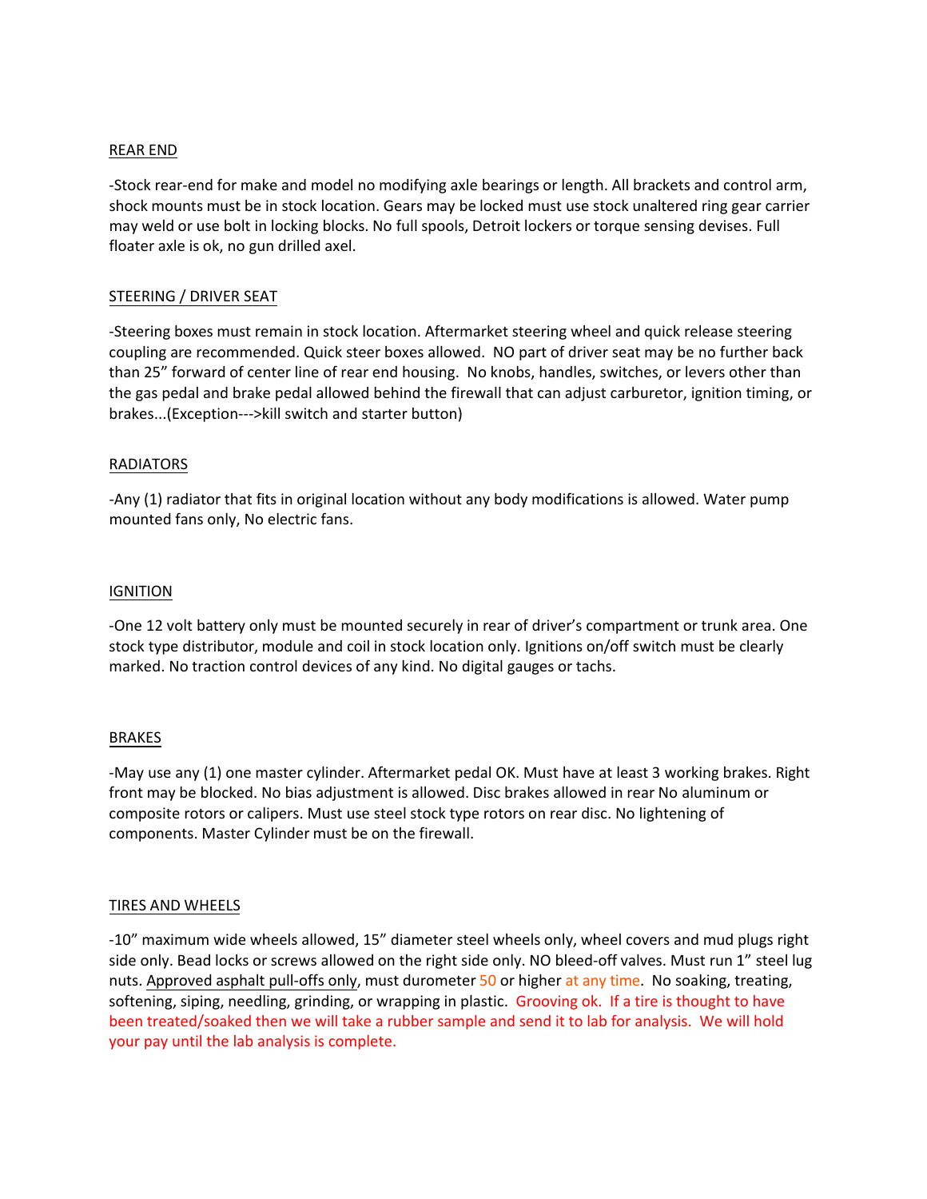## REAR END

-Stock rear-end for make and model no modifying axle bearings or length. All brackets and control arm, shock mounts must be in stock location. Gears may be locked must use stock unaltered ring gear carrier may weld or use bolt in locking blocks. No full spools, Detroit lockers or torque sensing devises. Full floater axle is ok, no gun drilled axel.

## STEERING / DRIVER SEAT

-Steering boxes must remain in stock location. Aftermarket steering wheel and quick release steering coupling are recommended. Quick steer boxes allowed. NO part of driver seat may be no further back than 25" forward of center line of rear end housing. No knobs, handles, switches, or levers other than the gas pedal and brake pedal allowed behind the firewall that can adjust carburetor, ignition timing, or brakes...(Exception--->kill switch and starter button)

## RADIATORS

-Any (1) radiator that fits in original location without any body modifications is allowed. Water pump mounted fans only, No electric fans.

## IGNITION

-One 12 volt battery only must be mounted securely in rear of driver's compartment or trunk area. One stock type distributor, module and coil in stock location only. Ignitions on/off switch must be clearly marked. No traction control devices of any kind. No digital gauges or tachs.

## BRAKES

-May use any (1) one master cylinder. Aftermarket pedal OK. Must have at least 3 working brakes. Right front may be blocked. No bias adjustment is allowed. Disc brakes allowed in rear No aluminum or composite rotors or calipers. Must use steel stock type rotors on rear disc. No lightening of components. Master Cylinder must be on the firewall.

## TIRES AND WHEELS

-10" maximum wide wheels allowed, 15" diameter steel wheels only, wheel covers and mud plugs right side only. Bead locks or screws allowed on the right side only. NO bleed-off valves. Must run 1" steel lug nuts. Approved asphalt pull-offs only, must durometer 50 or higher at any time. No soaking, treating, softening, siping, needling, grinding, or wrapping in plastic. Grooving ok. If a tire is thought to have been treated/soaked then we will take a rubber sample and send it to lab for analysis. We will hold your pay until the lab analysis is complete.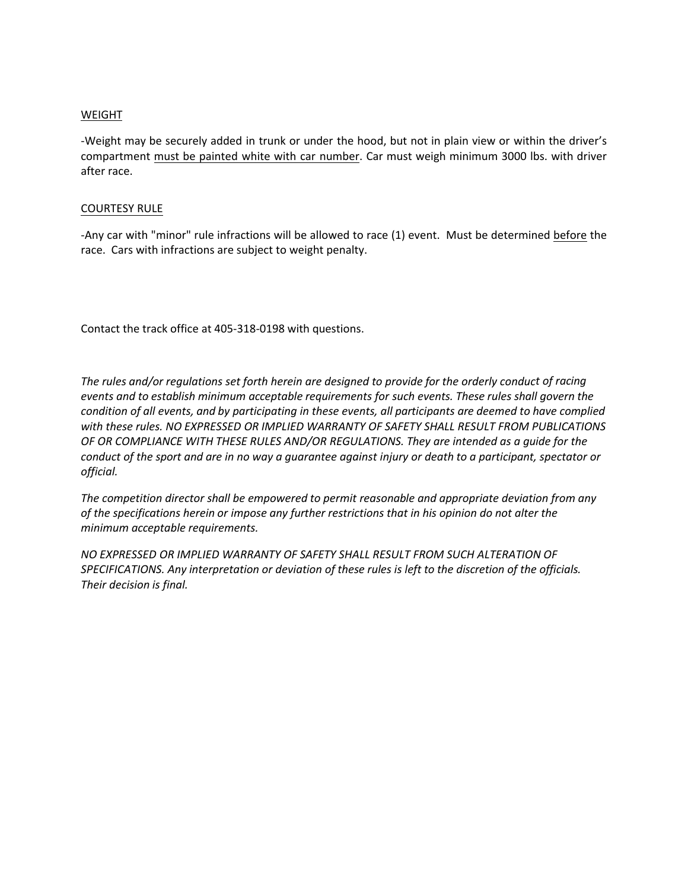WEIGHT

-Weight may be securely added in trunk or under the hood, but not in plain view or within the driver's compartment must be painted white with car number. Car must weigh minimum 3000 lbs. with driver after race.

COURTESY RULE

-Any car with "minor" rule infractions will be allowed to race (1) event. Must be determined before the race. Cars with infractions are subject to weight penalty.

Contact the track office at 405-318-0198 with questions.

*The rules and/or regulations set forth herein are designed to provide for the orderly conduct of racing events and to establish minimum acceptable requirements for such events. These rules shall govern the condition of all events, and by participating in these events, all participants are deemed to have complied with these rules. NO EXPRESSED OR IMPLIED WARRANTY OF SAFETY SHALL RESULT FROM PUBLICATIONS OF OR COMPLIANCE WITH THESE RULES AND/OR REGULATIONS. They are intended as a guide for the conduct of the sport and are in no way a guarantee against injury or death to a participant, spectator or official.*

*The competition director shall be empowered to permit reasonable and appropriate deviation from any of the specifications herein or impose any further restrictions that in his opinion do not alter the minimum acceptable requirements.*

*NO EXPRESSED OR IMPLIED WARRANTY OF SAFETY SHALL RESULT FROM SUCH ALTERATION OF SPECIFICATIONS. Any interpretation or deviation of these rules is left to the discretion of the officials. Their decision is final.*